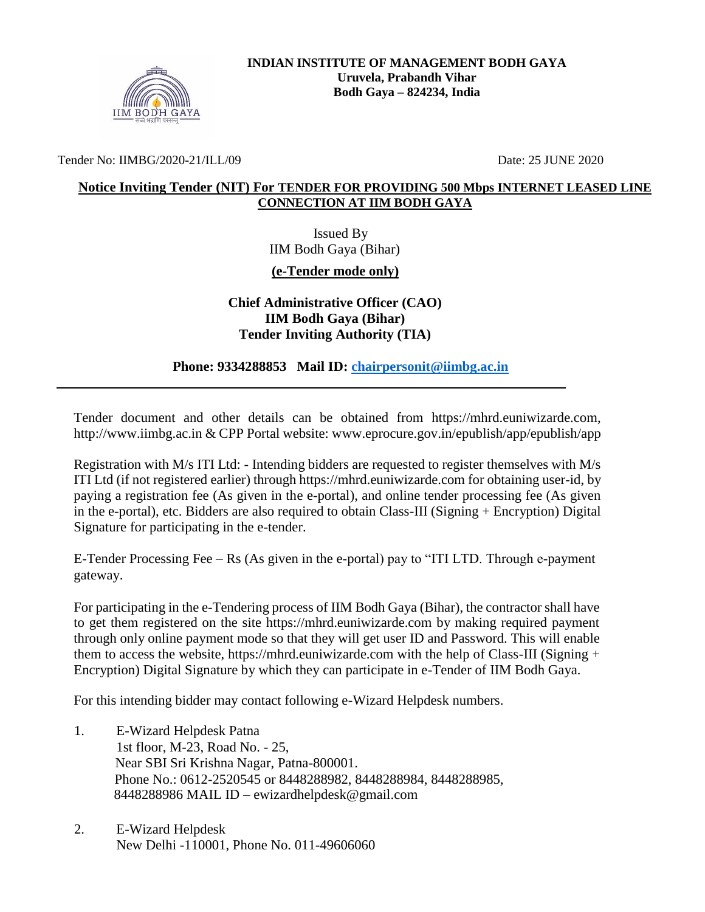**INDIAN INSTITUTE OF MANAGEMENT BODH GAYA**
**Uruvela, Prabandh Vihar**
**Bodh Gaya – 824234, India**

Tender No: IIMBG/2020-21/ILL/09 Date: 25 JUNE 2020

## Notice Inviting Tender (NIT) For TENDER FOR PROVIDING 500 Mbps INTERNET LEASED LINE CONNECTION AT IIM BODH GAYA

Issued By
IIM Bodh Gaya (Bihar)

**(e-Tender mode only)**

**Chief Administrative Officer (CAO)**
**IIM Bodh Gaya (Bihar)**
**Tender Inviting Authority (TIA)**

**Phone: 9334288853 Mail ID: chairpersonit@iimbg.ac.in**

---

Tender document and other details can be obtained from https://mhrd.euniwizarde.com, http://www.iimbg.ac.in & CPP Portal website: www.eprocure.gov.in/epublish/app/epublish/app

Registration with M/s ITI Ltd: - Intending bidders are requested to register themselves with M/s ITI Ltd (if not registered earlier) through https://mhrd.euniwizarde.com for obtaining user-id, by paying a registration fee (As given in the e-portal), and online tender processing fee (As given in the e-portal), etc. Bidders are also required to obtain Class-III (Signing + Encryption) Digital Signature for participating in the e-tender.

E-Tender Processing Fee – Rs (As given in the e-portal) pay to "ITI LTD. Through e-payment gateway.

For participating in the e-Tendering process of IIM Bodh Gaya (Bihar), the contractor shall have to get them registered on the site https://mhrd.euniwizarde.com by making required payment through only online payment mode so that they will get user ID and Password. This will enable them to access the website, https://mhrd.euniwizarde.com with the help of Class-III (Signing + Encryption) Digital Signature by which they can participate in e-Tender of IIM Bodh Gaya.

For this intending bidder may contact following e-Wizard Helpdesk numbers.

1. E-Wizard Helpdesk Patna
   1st floor, M-23, Road No. - 25,
   Near SBI Sri Krishna Nagar, Patna-800001.
   Phone No.: 0612-2520545 or 8448288982, 8448288984, 8448288985, 8448288986 MAIL ID – ewizardhelpdesk@gmail.com

2. E-Wizard Helpdesk
   New Delhi -110001, Phone No. 011-49606060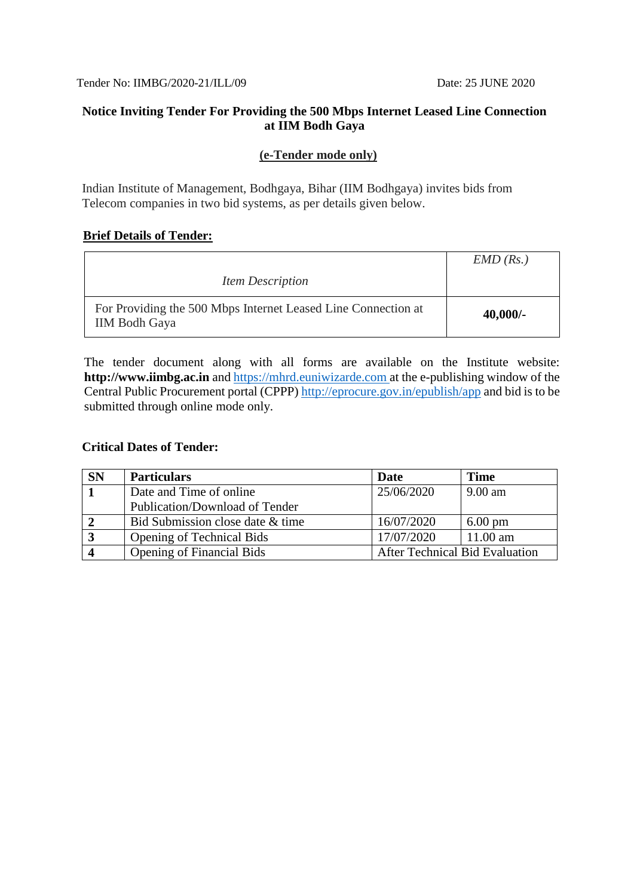Tender No: IIMBG/2020-21/ILL/09 Date: 25 JUNE 2020

## Notice Inviting Tender For Providing the 500 Mbps Internet Leased Line Connection at IIM Bodh Gaya

**(e-Tender mode only)**

Indian Institute of Management, Bodhgaya, Bihar (IIM Bodhgaya) invites bids from Telecom companies in two bid systems, as per details given below.

**Brief Details of Tender:**

| *Item Description* | *EMD (Rs.)* |
|---|---|
| For Providing the 500 Mbps Internet Leased Line Connection at IIM Bodh Gaya | **40,000/-** |

The tender document along with all forms are available on the Institute website: **http://www.iimbg.ac.in** and https://mhrd.euniwizarde.com at the e-publishing window of the Central Public Procurement portal (CPPP) http://eprocure.gov.in/epublish/app and bid is to be submitted through online mode only.

**Critical Dates of Tender:**

| SN | Particulars | Date | Time |
|---|---|---|---|
| **1** | Date and Time of online Publication/Download of Tender | 25/06/2020 | 9.00 am |
| **2** | Bid Submission close date & time | 16/07/2020 | 6.00 pm |
| **3** | Opening of Technical Bids | 17/07/2020 | 11.00 am |
| **4** | Opening of Financial Bids | After Technical Bid Evaluation | |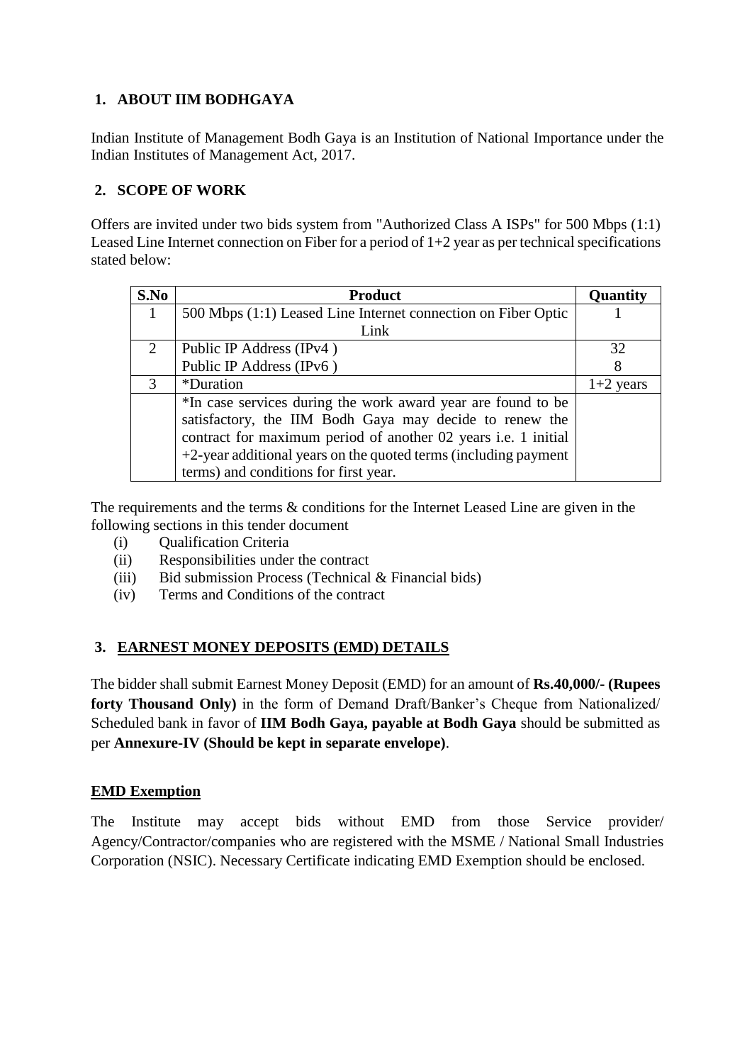## 1. ABOUT IIM BODHGAYA

Indian Institute of Management Bodh Gaya is an Institution of National Importance under the Indian Institutes of Management Act, 2017.

## 2. SCOPE OF WORK

Offers are invited under two bids system from "Authorized Class A ISPs" for 500 Mbps (1:1) Leased Line Internet connection on Fiber for a period of 1+2 year as per technical specifications stated below:

| S.No | Product | Quantity |
|---|---|---|
| 1 | 500 Mbps (1:1) Leased Line Internet connection on Fiber Optic Link | 1 |
| 2 | Public IP Address (IPv4 )<br>Public IP Address (IPv6 ) | 32<br>8 |
| 3 | *Duration | 1+2 years |
| | *In case services during the work award year are found to be satisfactory, the IIM Bodh Gaya may decide to renew the contract for maximum period of another 02 years i.e. 1 initial +2-year additional years on the quoted terms (including payment terms) and conditions for first year. | |

The requirements and the terms & conditions for the Internet Leased Line are given in the following sections in this tender document

(i) Qualification Criteria
(ii) Responsibilities under the contract
(iii) Bid submission Process (Technical & Financial bids)
(iv) Terms and Conditions of the contract

## 3. EARNEST MONEY DEPOSITS (EMD) DETAILS

The bidder shall submit Earnest Money Deposit (EMD) for an amount of **Rs.40,000/- (Rupees forty Thousand Only)** in the form of Demand Draft/Banker's Cheque from Nationalized/ Scheduled bank in favor of **IIM Bodh Gaya, payable at Bodh Gaya** should be submitted as per **Annexure-IV (Should be kept in separate envelope)**.

### EMD Exemption

The Institute may accept bids without EMD from those Service provider/ Agency/Contractor/companies who are registered with the MSME / National Small Industries Corporation (NSIC). Necessary Certificate indicating EMD Exemption should be enclosed.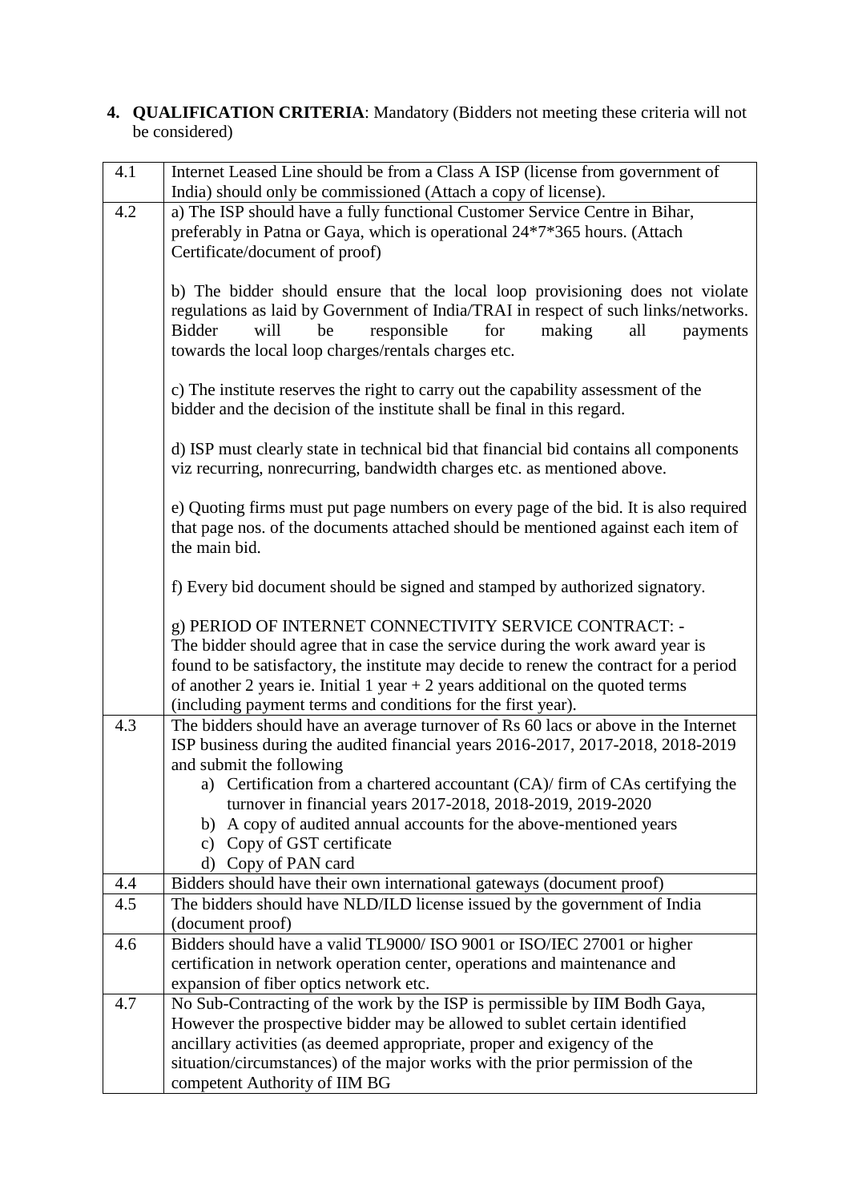4. **QUALIFICATION CRITERIA**: Mandatory (Bidders not meeting these criteria will not be considered)

| | |
|---|---|
| 4.1 | Internet Leased Line should be from a Class A ISP (license from government of India) should only be commissioned (Attach a copy of license). |
| 4.2 | a) The ISP should have a fully functional Customer Service Centre in Bihar, preferably in Patna or Gaya, which is operational 24*7*365 hours. (Attach Certificate/document of proof)<br><br>b) The bidder should ensure that the local loop provisioning does not violate regulations as laid by Government of India/TRAI in respect of such links/networks. Bidder will be responsible for making all payments towards the local loop charges/rentals charges etc.<br><br>c) The institute reserves the right to carry out the capability assessment of the bidder and the decision of the institute shall be final in this regard.<br><br>d) ISP must clearly state in technical bid that financial bid contains all components viz recurring, nonrecurring, bandwidth charges etc. as mentioned above.<br><br>e) Quoting firms must put page numbers on every page of the bid. It is also required that page nos. of the documents attached should be mentioned against each item of the main bid.<br><br>f) Every bid document should be signed and stamped by authorized signatory.<br><br>g) PERIOD OF INTERNET CONNECTIVITY SERVICE CONTRACT: -<br>The bidder should agree that in case the service during the work award year is found to be satisfactory, the institute may decide to renew the contract for a period of another 2 years ie. Initial 1 year + 2 years additional on the quoted terms (including payment terms and conditions for the first year). |
| 4.3 | The bidders should have an average turnover of Rs 60 lacs or above in the Internet ISP business during the audited financial years 2016-2017, 2017-2018, 2018-2019 and submit the following<br>a) Certification from a chartered accountant (CA)/ firm of CAs certifying the turnover in financial years 2017-2018, 2018-2019, 2019-2020<br>b) A copy of audited annual accounts for the above-mentioned years<br>c) Copy of GST certificate<br>d) Copy of PAN card |
| 4.4 | Bidders should have their own international gateways (document proof) |
| 4.5 | The bidders should have NLD/ILD license issued by the government of India (document proof) |
| 4.6 | Bidders should have a valid TL9000/ ISO 9001 or ISO/IEC 27001 or higher certification in network operation center, operations and maintenance and expansion of fiber optics network etc. |
| 4.7 | No Sub-Contracting of the work by the ISP is permissible by IIM Bodh Gaya, However the prospective bidder may be allowed to sublet certain identified ancillary activities (as deemed appropriate, proper and exigency of the situation/circumstances) of the major works with the prior permission of the competent Authority of IIM BG |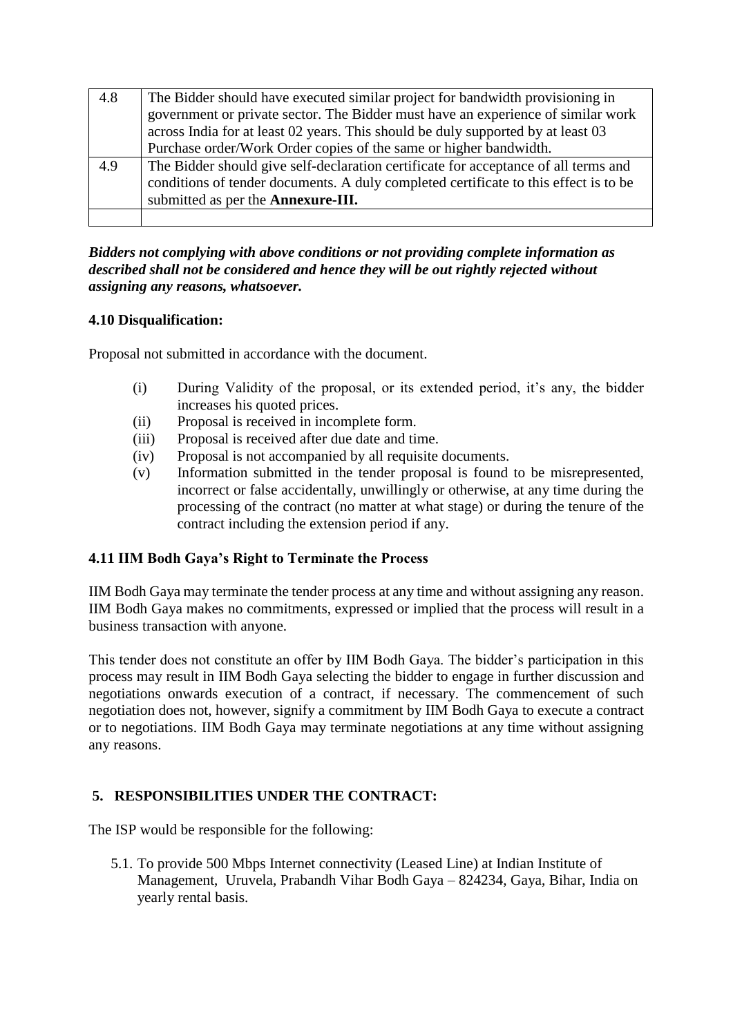| | |
|---|---|
| 4.8 | The Bidder should have executed similar project for bandwidth provisioning in government or private sector. The Bidder must have an experience of similar work across India for at least 02 years. This should be duly supported by at least 03 Purchase order/Work Order copies of the same or higher bandwidth. |
| 4.9 | The Bidder should give self-declaration certificate for acceptance of all terms and conditions of tender documents. A duly completed certificate to this effect is to be submitted as per the **Annexure-III.** |
| | |

***Bidders not complying with above conditions or not providing complete information as described shall not be considered and hence they will be out rightly rejected without assigning any reasons, whatsoever.***

**4.10 Disqualification:**

Proposal not submitted in accordance with the document.

(i) During Validity of the proposal, or its extended period, it's any, the bidder increases his quoted prices.
(ii) Proposal is received in incomplete form.
(iii) Proposal is received after due date and time.
(iv) Proposal is not accompanied by all requisite documents.
(v) Information submitted in the tender proposal is found to be misrepresented, incorrect or false accidentally, unwillingly or otherwise, at any time during the processing of the contract (no matter at what stage) or during the tenure of the contract including the extension period if any.

**4.11 IIM Bodh Gaya's Right to Terminate the Process**

IIM Bodh Gaya may terminate the tender process at any time and without assigning any reason. IIM Bodh Gaya makes no commitments, expressed or implied that the process will result in a business transaction with anyone.

This tender does not constitute an offer by IIM Bodh Gaya. The bidder's participation in this process may result in IIM Bodh Gaya selecting the bidder to engage in further discussion and negotiations onwards execution of a contract, if necessary. The commencement of such negotiation does not, however, signify a commitment by IIM Bodh Gaya to execute a contract or to negotiations. IIM Bodh Gaya may terminate negotiations at any time without assigning any reasons.

**5. RESPONSIBILITIES UNDER THE CONTRACT:**

The ISP would be responsible for the following:

5.1. To provide 500 Mbps Internet connectivity (Leased Line) at Indian Institute of Management, Uruvela, Prabandh Vihar Bodh Gaya – 824234, Gaya, Bihar, India on yearly rental basis.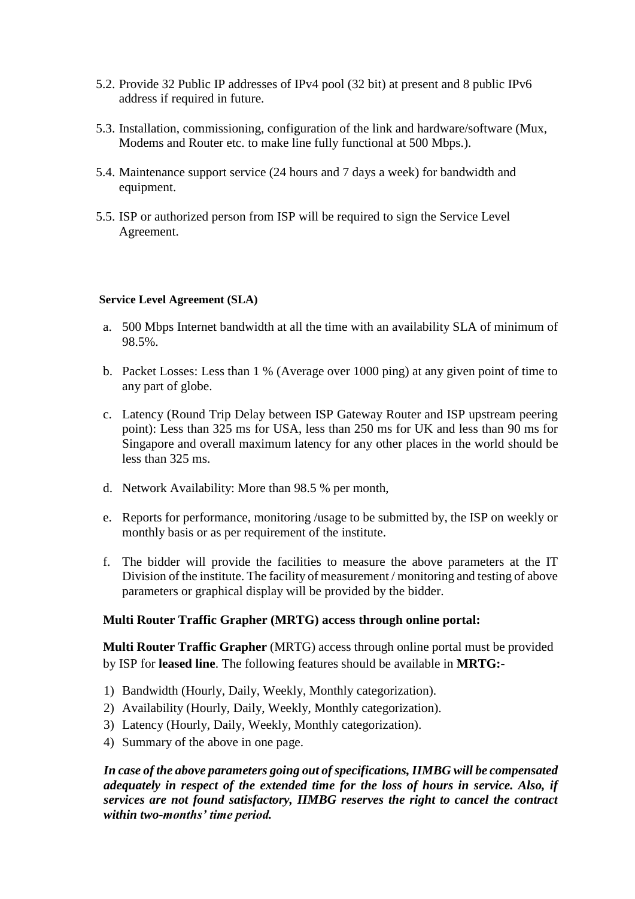5.2. Provide 32 Public IP addresses of IPv4 pool (32 bit) at present and 8 public IPv6 address if required in future.

5.3. Installation, commissioning, configuration of the link and hardware/software (Mux, Modems and Router etc. to make line fully functional at 500 Mbps.).

5.4. Maintenance support service (24 hours and 7 days a week) for bandwidth and equipment.

5.5. ISP or authorized person from ISP will be required to sign the Service Level Agreement.

**Service Level Agreement (SLA)**

a. 500 Mbps Internet bandwidth at all the time with an availability SLA of minimum of 98.5%.

b. Packet Losses: Less than 1 % (Average over 1000 ping) at any given point of time to any part of globe.

c. Latency (Round Trip Delay between ISP Gateway Router and ISP upstream peering point): Less than 325 ms for USA, less than 250 ms for UK and less than 90 ms for Singapore and overall maximum latency for any other places in the world should be less than 325 ms.

d. Network Availability: More than 98.5 % per month,

e. Reports for performance, monitoring /usage to be submitted by, the ISP on weekly or monthly basis or as per requirement of the institute.

f. The bidder will provide the facilities to measure the above parameters at the IT Division of the institute. The facility of measurement / monitoring and testing of above parameters or graphical display will be provided by the bidder.

**Multi Router Traffic Grapher (MRTG) access through online portal:**

**Multi Router Traffic Grapher** (MRTG) access through online portal must be provided by ISP for **leased line**. The following features should be available in **MRTG:-**

1) Bandwidth (Hourly, Daily, Weekly, Monthly categorization).
2) Availability (Hourly, Daily, Weekly, Monthly categorization).
3) Latency (Hourly, Daily, Weekly, Monthly categorization).
4) Summary of the above in one page.

***In case of the above parameters going out of specifications, IIMBG will be compensated adequately in respect of the extended time for the loss of hours in service. Also, if services are not found satisfactory, IIMBG reserves the right to cancel the contract within two-months' time period.***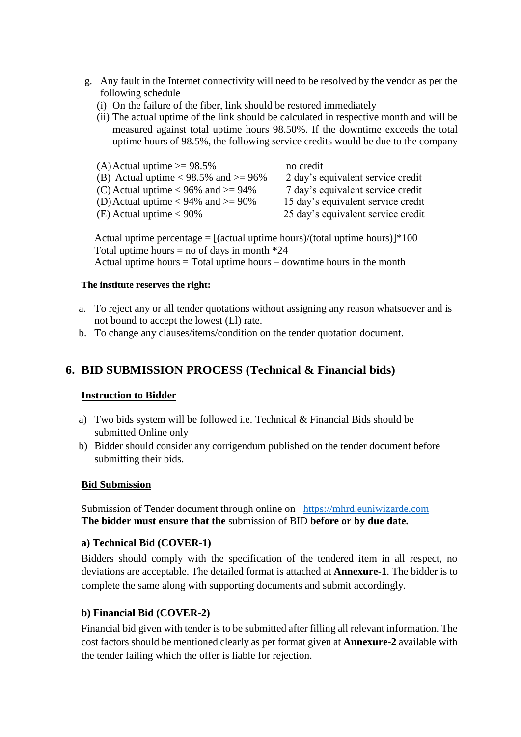g. Any fault in the Internet connectivity will need to be resolved by the vendor as per the following schedule
   (i) On the failure of the fiber, link should be restored immediately
   (ii) The actual uptime of the link should be calculated in respective month and will be measured against total uptime hours 98.50%. If the downtime exceeds the total uptime hours of 98.5%, the following service credits would be due to the company

| | |
|---|---|
| (A) Actual uptime >= 98.5% | no credit |
| (B) Actual uptime < 98.5% and >= 96% | 2 day's equivalent service credit |
| (C) Actual uptime < 96% and >= 94% | 7 day's equivalent service credit |
| (D) Actual uptime < 94% and >= 90% | 15 day's equivalent service credit |
| (E) Actual uptime < 90% | 25 day's equivalent service credit |

Actual uptime percentage = [(actual uptime hours)/(total uptime hours)]*100
Total uptime hours = no of days in month *24
Actual uptime hours = Total uptime hours – downtime hours in the month

**The institute reserves the right:**

a. To reject any or all tender quotations without assigning any reason whatsoever and is not bound to accept the lowest (Ll) rate.
b. To change any clauses/items/condition on the tender quotation document.

## 6. BID SUBMISSION PROCESS (Technical & Financial bids)

**Instruction to Bidder**

a) Two bids system will be followed i.e. Technical & Financial Bids should be submitted Online only
b) Bidder should consider any corrigendum published on the tender document before submitting their bids.

**Bid Submission**

Submission of Tender document through online on https://mhrd.euniwizarde.com
**The bidder must ensure that the** submission of BID **before or by due date.**

**a) Technical Bid (COVER-1)**

Bidders should comply with the specification of the tendered item in all respect, no deviations are acceptable. The detailed format is attached at **Annexure-1**. The bidder is to complete the same along with supporting documents and submit accordingly.

**b) Financial Bid (COVER-2)**

Financial bid given with tender is to be submitted after filling all relevant information. The cost factors should be mentioned clearly as per format given at **Annexure-2** available with the tender failing which the offer is liable for rejection.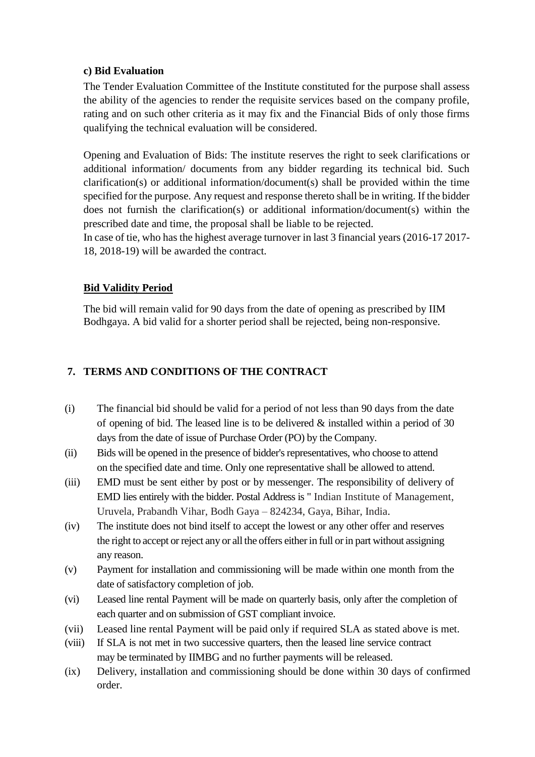**c) Bid Evaluation**

The Tender Evaluation Committee of the Institute constituted for the purpose shall assess the ability of the agencies to render the requisite services based on the company profile, rating and on such other criteria as it may fix and the Financial Bids of only those firms qualifying the technical evaluation will be considered.

Opening and Evaluation of Bids: The institute reserves the right to seek clarifications or additional information/ documents from any bidder regarding its technical bid. Such clarification(s) or additional information/document(s) shall be provided within the time specified for the purpose. Any request and response thereto shall be in writing. If the bidder does not furnish the clarification(s) or additional information/document(s) within the prescribed date and time, the proposal shall be liable to be rejected.
In case of tie, who has the highest average turnover in last 3 financial years (2016-17 2017-18, 2018-19) will be awarded the contract.

**Bid Validity Period**

The bid will remain valid for 90 days from the date of opening as prescribed by IIM Bodhgaya. A bid valid for a shorter period shall be rejected, being non-responsive.

## 7. TERMS AND CONDITIONS OF THE CONTRACT

(i) The financial bid should be valid for a period of not less than 90 days from the date of opening of bid. The leased line is to be delivered & installed within a period of 30 days from the date of issue of Purchase Order (PO) by the Company.

(ii) Bids will be opened in the presence of bidder's representatives, who choose to attend on the specified date and time. Only one representative shall be allowed to attend.

(iii) EMD must be sent either by post or by messenger. The responsibility of delivery of EMD lies entirely with the bidder. Postal Address is " Indian Institute of Management, Uruvela, Prabandh Vihar, Bodh Gaya – 824234, Gaya, Bihar, India.

(iv) The institute does not bind itself to accept the lowest or any other offer and reserves the right to accept or reject any or all the offers either in full or in part without assigning any reason.

(v) Payment for installation and commissioning will be made within one month from the date of satisfactory completion of job.

(vi) Leased line rental Payment will be made on quarterly basis, only after the completion of each quarter and on submission of GST compliant invoice.

(vii) Leased line rental Payment will be paid only if required SLA as stated above is met.

(viii) If SLA is not met in two successive quarters, then the leased line service contract may be terminated by IIMBG and no further payments will be released.

(ix) Delivery, installation and commissioning should be done within 30 days of confirmed order.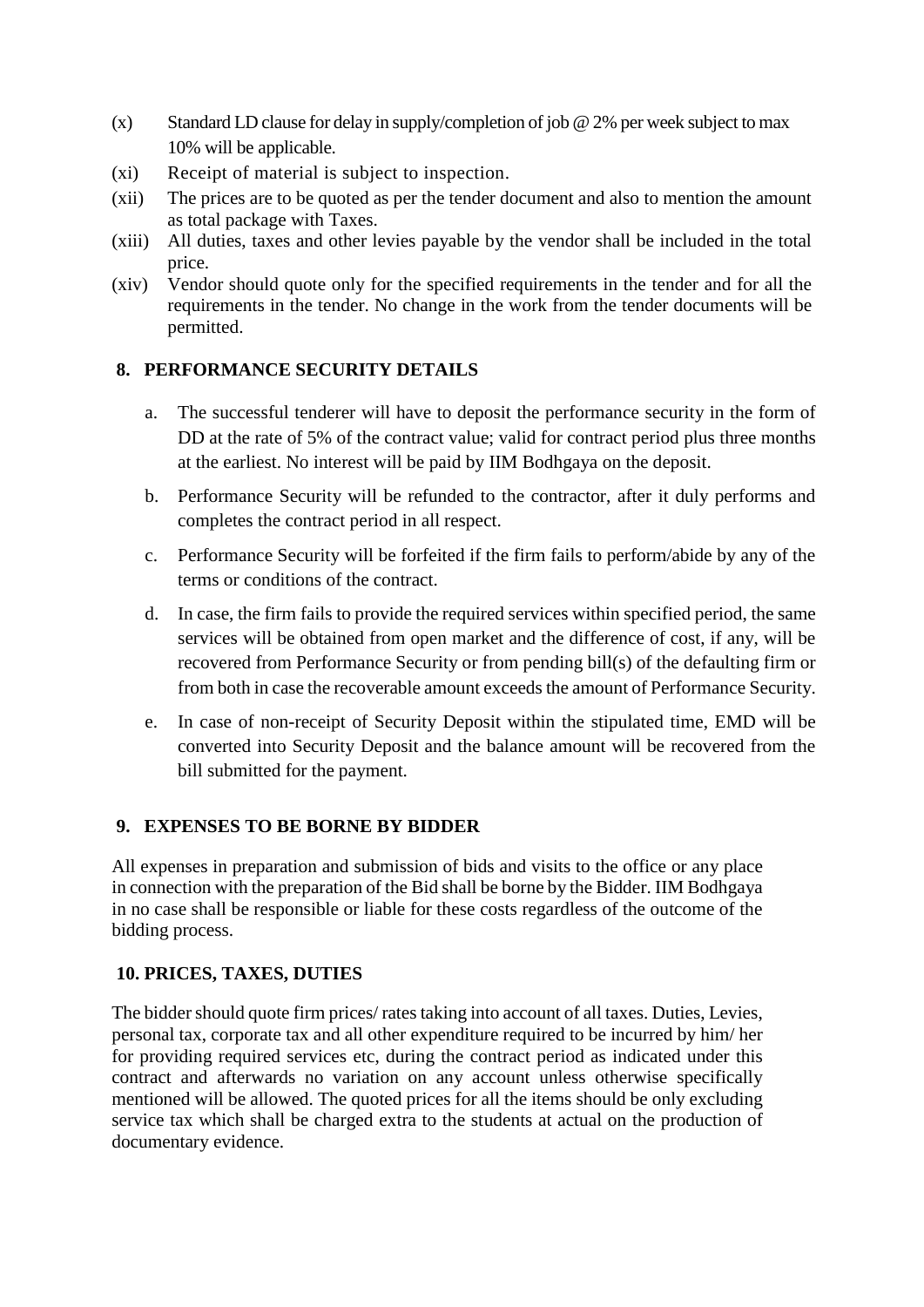(x) Standard LD clause for delay in supply/completion of job @ 2% per week subject to max 10% will be applicable.

(xi) Receipt of material is subject to inspection.

(xii) The prices are to be quoted as per the tender document and also to mention the amount as total package with Taxes.

(xiii) All duties, taxes and other levies payable by the vendor shall be included in the total price.

(xiv) Vendor should quote only for the specified requirements in the tender and for all the requirements in the tender. No change in the work from the tender documents will be permitted.

## 8. PERFORMANCE SECURITY DETAILS

a. The successful tenderer will have to deposit the performance security in the form of DD at the rate of 5% of the contract value; valid for contract period plus three months at the earliest. No interest will be paid by IIM Bodhgaya on the deposit.

b. Performance Security will be refunded to the contractor, after it duly performs and completes the contract period in all respect.

c. Performance Security will be forfeited if the firm fails to perform/abide by any of the terms or conditions of the contract.

d. In case, the firm fails to provide the required services within specified period, the same services will be obtained from open market and the difference of cost, if any, will be recovered from Performance Security or from pending bill(s) of the defaulting firm or from both in case the recoverable amount exceeds the amount of Performance Security.

e. In case of non-receipt of Security Deposit within the stipulated time, EMD will be converted into Security Deposit and the balance amount will be recovered from the bill submitted for the payment.

## 9. EXPENSES TO BE BORNE BY BIDDER

All expenses in preparation and submission of bids and visits to the office or any place in connection with the preparation of the Bid shall be borne by the Bidder. IIM Bodhgaya in no case shall be responsible or liable for these costs regardless of the outcome of the bidding process.

## 10. PRICES, TAXES, DUTIES

The bidder should quote firm prices/ rates taking into account of all taxes. Duties, Levies, personal tax, corporate tax and all other expenditure required to be incurred by him/ her for providing required services etc, during the contract period as indicated under this contract and afterwards no variation on any account unless otherwise specifically mentioned will be allowed. The quoted prices for all the items should be only excluding service tax which shall be charged extra to the students at actual on the production of documentary evidence.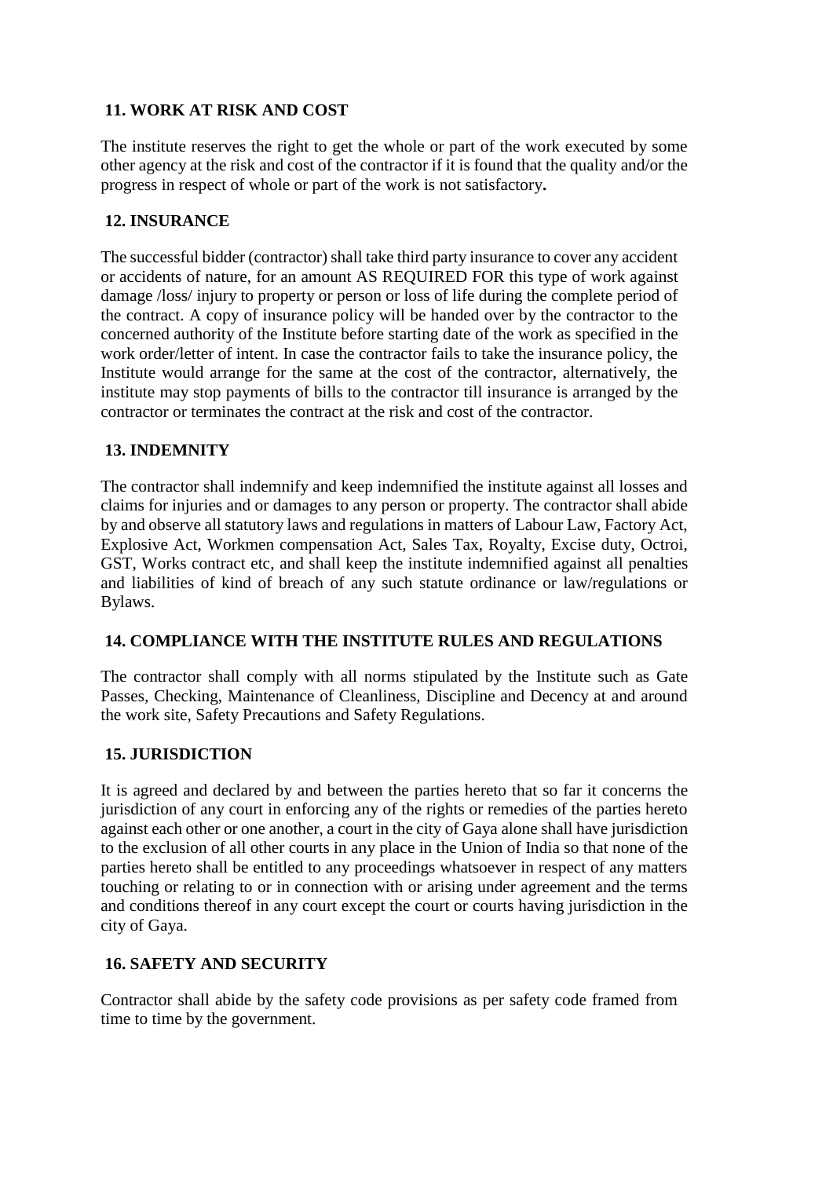**11. WORK AT RISK AND COST**

The institute reserves the right to get the whole or part of the work executed by some other agency at the risk and cost of the contractor if it is found that the quality and/or the progress in respect of whole or part of the work is not satisfactory**.**

**12. INSURANCE**

The successful bidder (contractor) shall take third party insurance to cover any accident or accidents of nature, for an amount AS REQUIRED FOR this type of work against damage /loss/ injury to property or person or loss of life during the complete period of the contract. A copy of insurance policy will be handed over by the contractor to the concerned authority of the Institute before starting date of the work as specified in the work order/letter of intent. In case the contractor fails to take the insurance policy, the Institute would arrange for the same at the cost of the contractor, alternatively, the institute may stop payments of bills to the contractor till insurance is arranged by the contractor or terminates the contract at the risk and cost of the contractor.

**13. INDEMNITY**

The contractor shall indemnify and keep indemnified the institute against all losses and claims for injuries and or damages to any person or property. The contractor shall abide by and observe all statutory laws and regulations in matters of Labour Law, Factory Act, Explosive Act, Workmen compensation Act, Sales Tax, Royalty, Excise duty, Octroi, GST, Works contract etc, and shall keep the institute indemnified against all penalties and liabilities of kind of breach of any such statute ordinance or law/regulations or Bylaws.

**14. COMPLIANCE WITH THE INSTITUTE RULES AND REGULATIONS**

The contractor shall comply with all norms stipulated by the Institute such as Gate Passes, Checking, Maintenance of Cleanliness, Discipline and Decency at and around the work site, Safety Precautions and Safety Regulations.

**15. JURISDICTION**

It is agreed and declared by and between the parties hereto that so far it concerns the jurisdiction of any court in enforcing any of the rights or remedies of the parties hereto against each other or one another, a court in the city of Gaya alone shall have jurisdiction to the exclusion of all other courts in any place in the Union of India so that none of the parties hereto shall be entitled to any proceedings whatsoever in respect of any matters touching or relating to or in connection with or arising under agreement and the terms and conditions thereof in any court except the court or courts having jurisdiction in the city of Gaya.

**16. SAFETY AND SECURITY**

Contractor shall abide by the safety code provisions as per safety code framed from time to time by the government.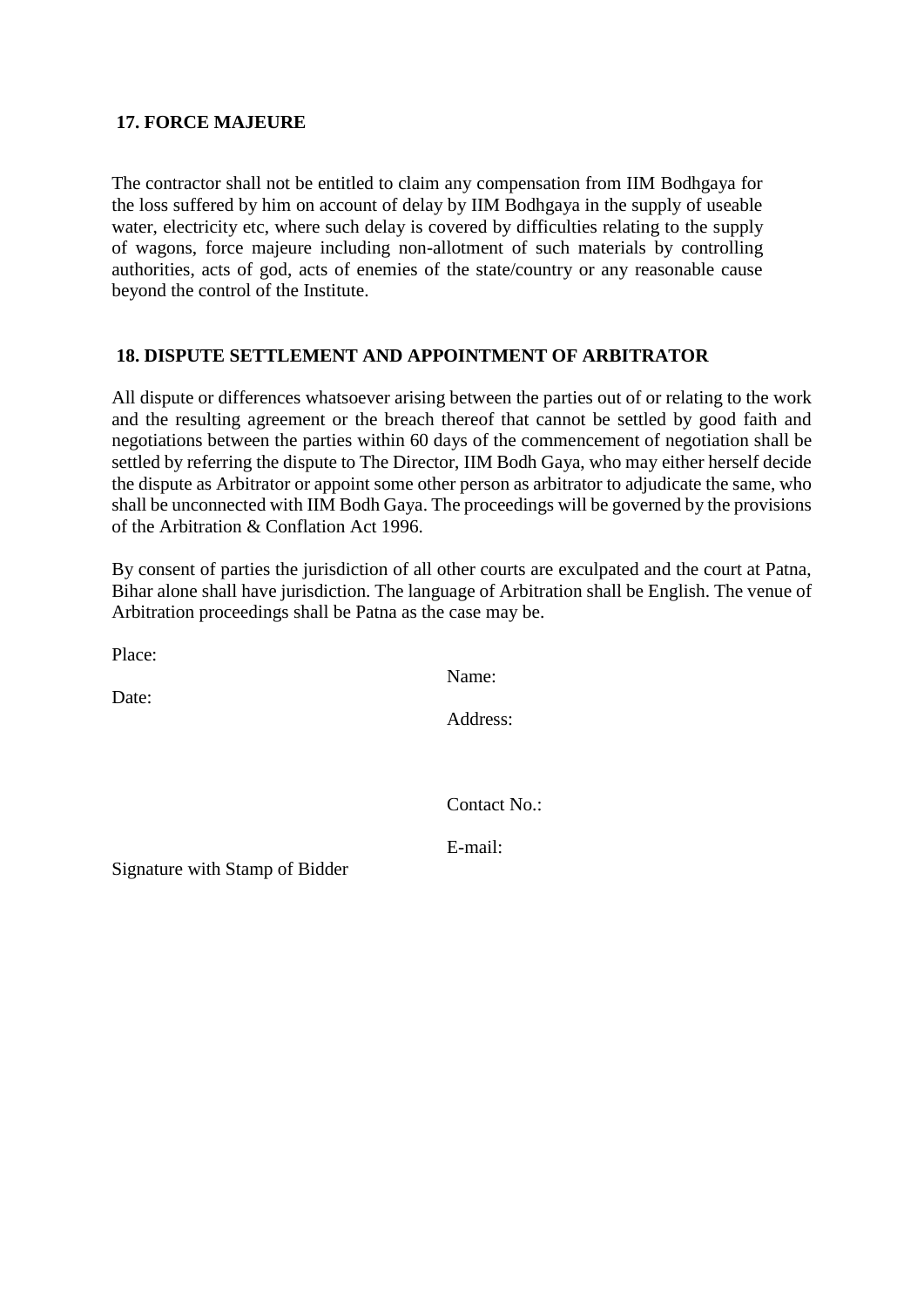**17. FORCE MAJEURE**

The contractor shall not be entitled to claim any compensation from IIM Bodhgaya for the loss suffered by him on account of delay by IIM Bodhgaya in the supply of useable water, electricity etc, where such delay is covered by difficulties relating to the supply of wagons, force majeure including non-allotment of such materials by controlling authorities, acts of god, acts of enemies of the state/country or any reasonable cause beyond the control of the Institute.

**18. DISPUTE SETTLEMENT AND APPOINTMENT OF ARBITRATOR**

All dispute or differences whatsoever arising between the parties out of or relating to the work and the resulting agreement or the breach thereof that cannot be settled by good faith and negotiations between the parties within 60 days of the commencement of negotiation shall be settled by referring the dispute to The Director, IIM Bodh Gaya, who may either herself decide the dispute as Arbitrator or appoint some other person as arbitrator to adjudicate the same, who shall be unconnected with IIM Bodh Gaya. The proceedings will be governed by the provisions of the Arbitration & Conflation Act 1996.

By consent of parties the jurisdiction of all other courts are exculpated and the court at Patna, Bihar alone shall have jurisdiction. The language of Arbitration shall be English. The venue of Arbitration proceedings shall be Patna as the case may be.

Place:

Date:

Name:

Address:

Contact No.:

E-mail:

Signature with Stamp of Bidder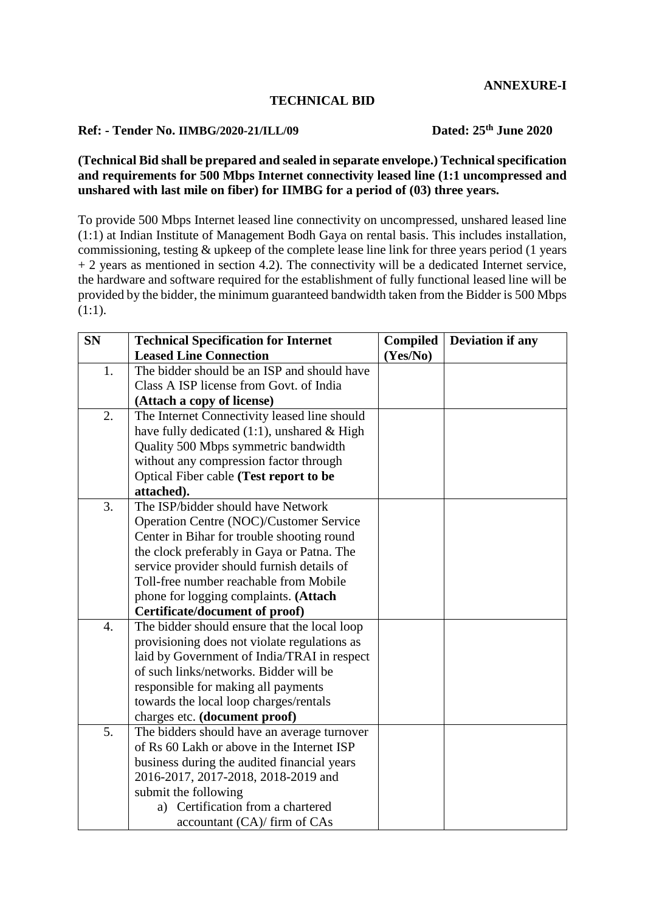**ANNEXURE-I**

## TECHNICAL BID

**Ref: - Tender No. IIMBG/2020-21/ILL/09 Dated: 25th June 2020**

**(Technical Bid shall be prepared and sealed in separate envelope.) Technical specification and requirements for 500 Mbps Internet connectivity leased line (1:1 uncompressed and unshared with last mile on fiber) for IIMBG for a period of (03) three years.**

To provide 500 Mbps Internet leased line connectivity on uncompressed, unshared leased line (1:1) at Indian Institute of Management Bodh Gaya on rental basis. This includes installation, commissioning, testing & upkeep of the complete lease line link for three years period (1 years + 2 years as mentioned in section 4.2). The connectivity will be a dedicated Internet service, the hardware and software required for the establishment of fully functional leased line will be provided by the bidder, the minimum guaranteed bandwidth taken from the Bidder is 500 Mbps (1:1).

| SN | Technical Specification for Internet Leased Line Connection | Compiled (Yes/No) | Deviation if any |
|---|---|---|---|
| 1. | The bidder should be an ISP and should have Class A ISP license from Govt. of India **(Attach a copy of license)** | | |
| 2. | The Internet Connectivity leased line should have fully dedicated (1:1), unshared & High Quality 500 Mbps symmetric bandwidth without any compression factor through Optical Fiber cable **(Test report to be attached).** | | |
| 3. | The ISP/bidder should have Network Operation Centre (NOC)/Customer Service Center in Bihar for trouble shooting round the clock preferably in Gaya or Patna. The service provider should furnish details of Toll-free number reachable from Mobile phone for logging complaints. **(Attach Certificate/document of proof)** | | |
| 4. | The bidder should ensure that the local loop provisioning does not violate regulations as laid by Government of India/TRAI in respect of such links/networks. Bidder will be responsible for making all payments towards the local loop charges/rentals charges etc. **(document proof)** | | |
| 5. | The bidders should have an average turnover of Rs 60 Lakh or above in the Internet ISP business during the audited financial years 2016-2017, 2017-2018, 2018-2019 and submit the following<br>a) Certification from a chartered accountant (CA)/ firm of CAs | | |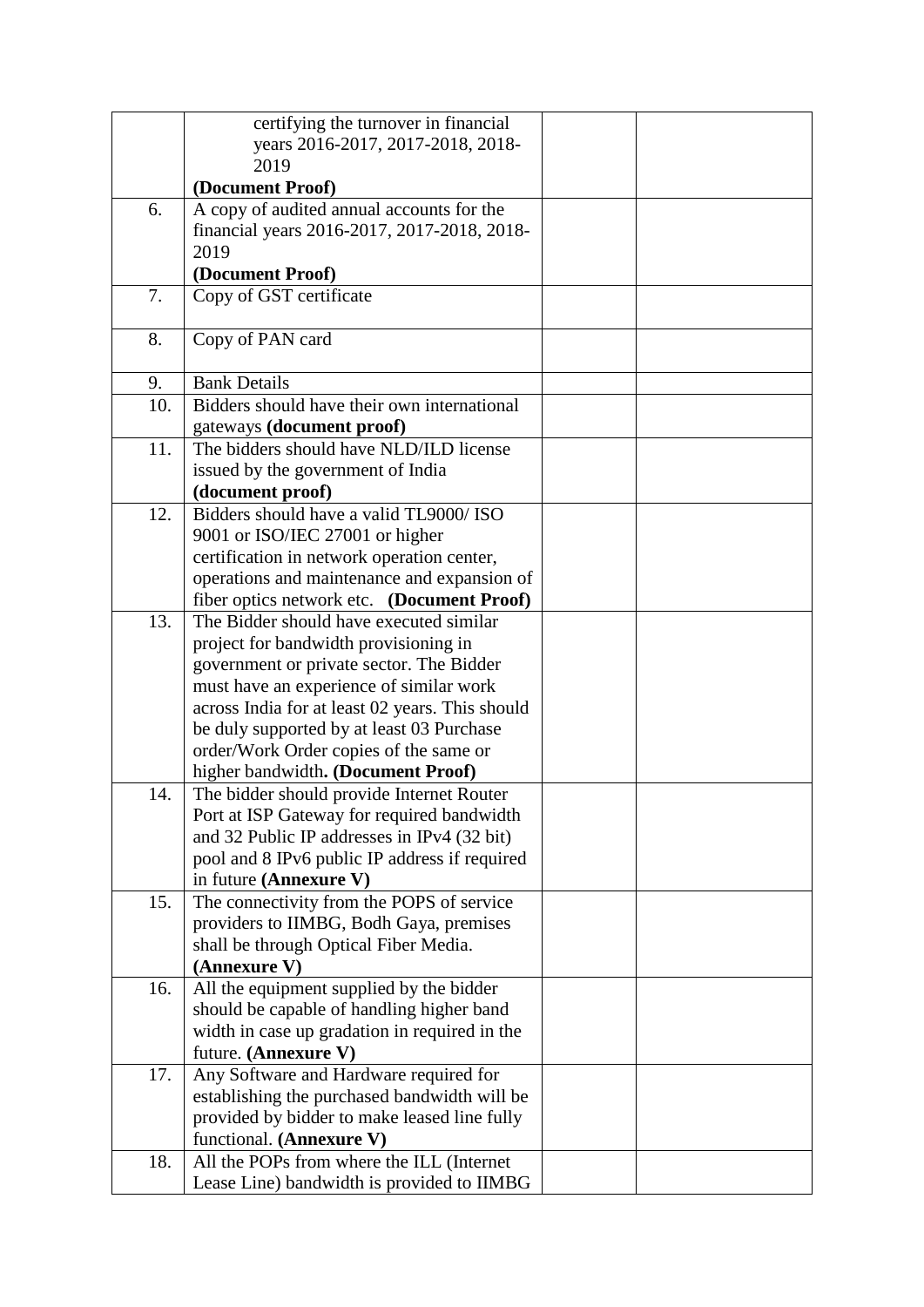| | | | |
|---|---|---|---|
| | certifying the turnover in financial years 2016-2017, 2017-2018, 2018-2019 **(Document Proof)** | | |
| 6. | A copy of audited annual accounts for the financial years 2016-2017, 2017-2018, 2018-2019 **(Document Proof)** | | |
| 7. | Copy of GST certificate | | |
| 8. | Copy of PAN card | | |
| 9. | Bank Details | | |
| 10. | Bidders should have their own international gateways **(document proof)** | | |
| 11. | The bidders should have NLD/ILD license issued by the government of India **(document proof)** | | |
| 12. | Bidders should have a valid TL9000/ ISO 9001 or ISO/IEC 27001 or higher certification in network operation center, operations and maintenance and expansion of fiber optics network etc. **(Document Proof)** | | |
| 13. | The Bidder should have executed similar project for bandwidth provisioning in government or private sector. The Bidder must have an experience of similar work across India for at least 02 years. This should be duly supported by at least 03 Purchase order/Work Order copies of the same or higher bandwidth**. (Document Proof)** | | |
| 14. | The bidder should provide Internet Router Port at ISP Gateway for required bandwidth and 32 Public IP addresses in IPv4 (32 bit) pool and 8 IPv6 public IP address if required in future **(Annexure V)** | | |
| 15. | The connectivity from the POPS of service providers to IIMBG, Bodh Gaya, premises shall be through Optical Fiber Media. **(Annexure V)** | | |
| 16. | All the equipment supplied by the bidder should be capable of handling higher band width in case up gradation in required in the future. **(Annexure V)** | | |
| 17. | Any Software and Hardware required for establishing the purchased bandwidth will be provided by bidder to make leased line fully functional. **(Annexure V)** | | |
| 18. | All the POPs from where the ILL (Internet Lease Line) bandwidth is provided to IIMBG | | |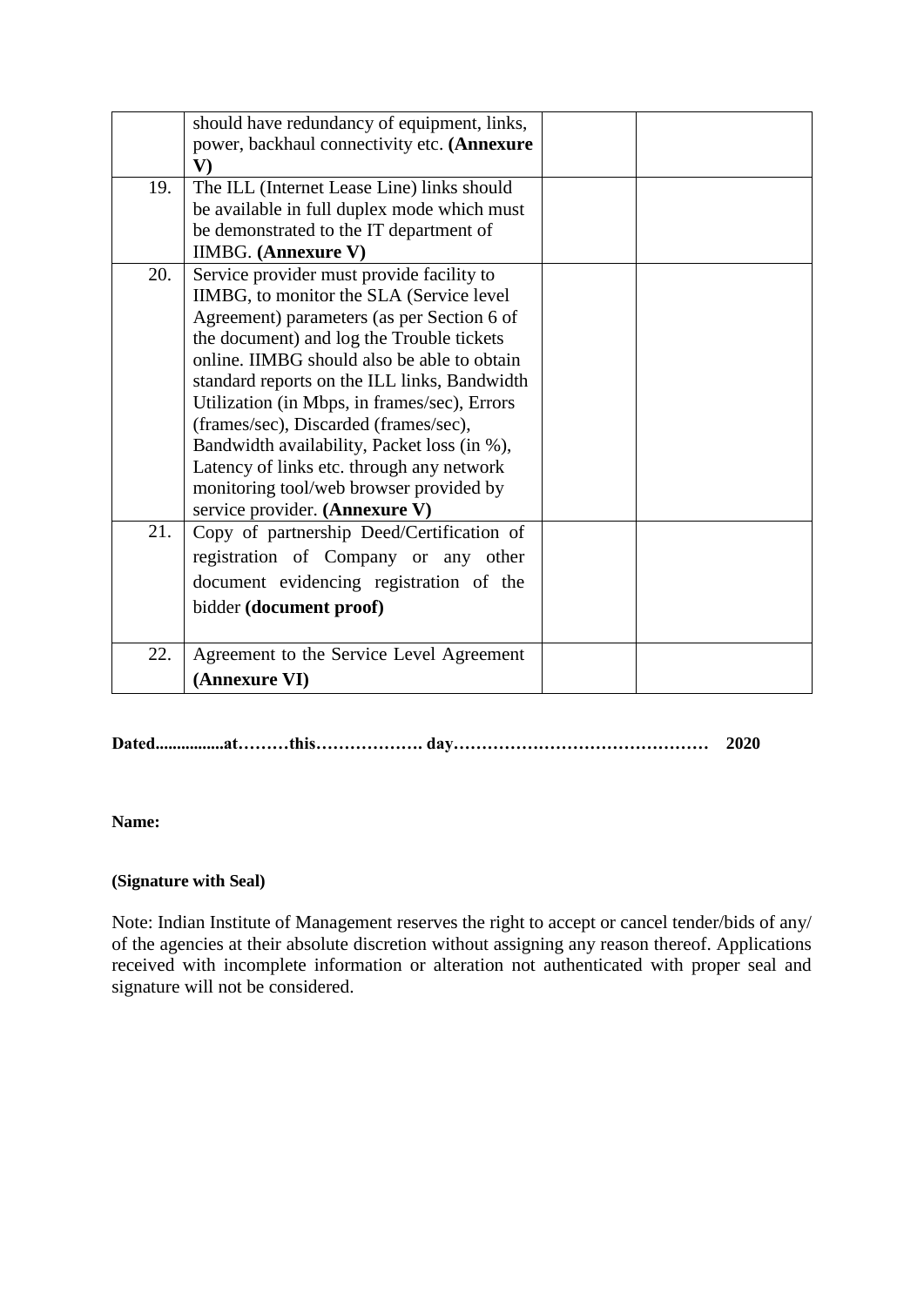|  |  |  |  |
|---|---|---|---|
|  | should have redundancy of equipment, links, power, backhaul connectivity etc. **(Annexure V)** |  |  |
| 19. | The ILL (Internet Lease Line) links should be available in full duplex mode which must be demonstrated to the IT department of IIMBG. **(Annexure V)** |  |  |
| 20. | Service provider must provide facility to IIMBG, to monitor the SLA (Service level Agreement) parameters (as per Section 6 of the document) and log the Trouble tickets online. IIMBG should also be able to obtain standard reports on the ILL links, Bandwidth Utilization (in Mbps, in frames/sec), Errors (frames/sec), Discarded (frames/sec), Bandwidth availability, Packet loss (in %), Latency of links etc. through any network monitoring tool/web browser provided by service provider. **(Annexure V)** |  |  |
| 21. | Copy of partnership Deed/Certification of registration of Company or any other document evidencing registration of the bidder **(document proof)** |  |  |
| 22. | Agreement to the Service Level Agreement **(Annexure VI)** |  |  |

**Dated................at………this………………. day……………………………………… 2020**

**Name:**

**(Signature with Seal)**

Note: Indian Institute of Management reserves the right to accept or cancel tender/bids of any/ of the agencies at their absolute discretion without assigning any reason thereof. Applications received with incomplete information or alteration not authenticated with proper seal and signature will not be considered.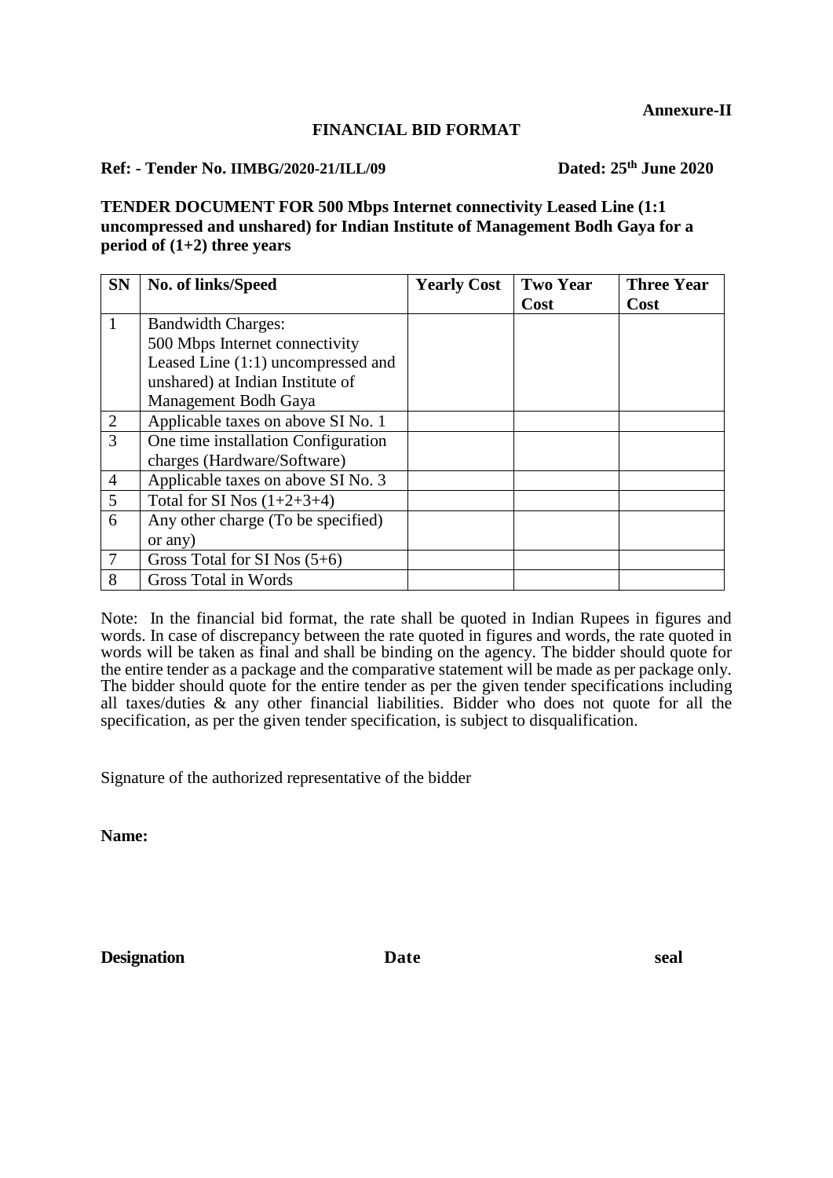**Annexure-II**

## FINANCIAL BID FORMAT

**Ref: - Tender No. IIMBG/2020-21/ILL/09** **Dated: 25th June 2020**

**TENDER DOCUMENT FOR 500 Mbps Internet connectivity Leased Line (1:1 uncompressed and unshared) for Indian Institute of Management Bodh Gaya for a period of (1+2) three years**

| SN | No. of links/Speed | Yearly Cost | Two Year Cost | Three Year Cost |
|---|---|---|---|---|
| 1 | Bandwidth Charges: 500 Mbps Internet connectivity Leased Line (1:1) uncompressed and unshared) at Indian Institute of Management Bodh Gaya | | | |
| 2 | Applicable taxes on above SI No. 1 | | | |
| 3 | One time installation Configuration charges (Hardware/Software) | | | |
| 4 | Applicable taxes on above SI No. 3 | | | |
| 5 | Total for SI Nos (1+2+3+4) | | | |
| 6 | Any other charge (To be specified) or any) | | | |
| 7 | Gross Total for SI Nos (5+6) | | | |
| 8 | Gross Total in Words | | | |

Note: In the financial bid format, the rate shall be quoted in Indian Rupees in figures and words. In case of discrepancy between the rate quoted in figures and words, the rate quoted in words will be taken as final and shall be binding on the agency. The bidder should quote for the entire tender as a package and the comparative statement will be made as per package only. The bidder should quote for the entire tender as per the given tender specifications including all taxes/duties & any other financial liabilities. Bidder who does not quote for all the specification, as per the given tender specification, is subject to disqualification.

Signature of the authorized representative of the bidder

**Name:**

**Designation** **Date** **seal**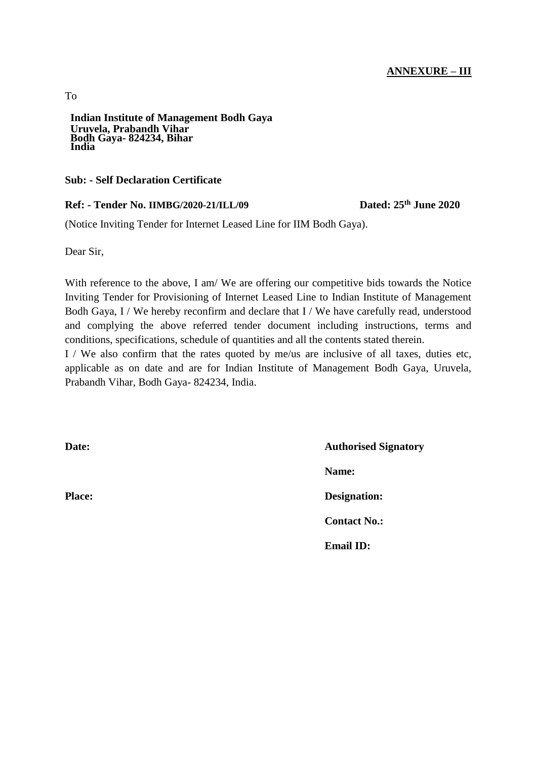**ANNEXURE – III**

To

**Indian Institute of Management Bodh Gaya**
**Uruvela, Prabandh Vihar**
**Bodh Gaya- 824234, Bihar**
**India**

**Sub: - Self Declaration Certificate**

**Ref: - Tender No. IIMBG/2020-21/ILL/09** **Dated: 25th June 2020**

(Notice Inviting Tender for Internet Leased Line for IIM Bodh Gaya).

Dear Sir,

With reference to the above, I am/ We are offering our competitive bids towards the Notice Inviting Tender for Provisioning of Internet Leased Line to Indian Institute of Management Bodh Gaya, I / We hereby reconfirm and declare that I / We have carefully read, understood and complying the above referred tender document including instructions, terms and conditions, specifications, schedule of quantities and all the contents stated therein.

I / We also confirm that the rates quoted by me/us are inclusive of all taxes, duties etc, applicable as on date and are for Indian Institute of Management Bodh Gaya, Uruvela, Prabandh Vihar, Bodh Gaya- 824234, India.

**Date:** **Authorised Signatory**

**Name:**

**Place:** **Designation:**

**Contact No.:**

**Email ID:**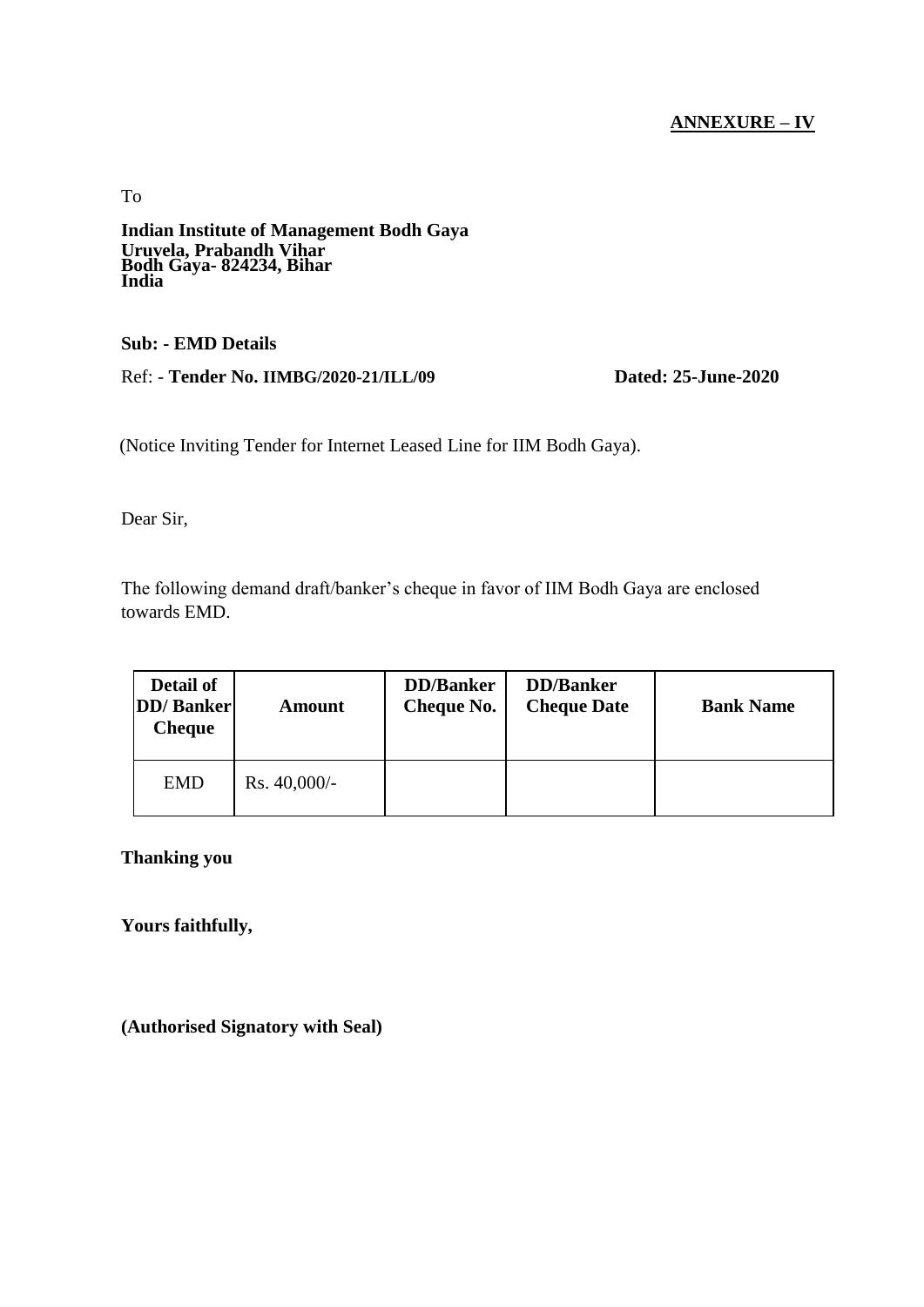**ANNEXURE – IV**

To

**Indian Institute of Management Bodh Gaya**
**Uruvela, Prabandh Vihar**
**Bodh Gaya- 824234, Bihar**
**India**

**Sub: - EMD Details**

Ref: - **Tender No. IIMBG/2020-21/ILL/09** **Dated: 25-June-2020**

(Notice Inviting Tender for Internet Leased Line for IIM Bodh Gaya).

Dear Sir,

The following demand draft/banker's cheque in favor of IIM Bodh Gaya are enclosed towards EMD.

| Detail of DD/ Banker Cheque | Amount | DD/Banker Cheque No. | DD/Banker Cheque Date | Bank Name |
|---|---|---|---|---|
| EMD | Rs. 40,000/- | | | |

**Thanking you**

**Yours faithfully,**

**(Authorised Signatory with Seal)**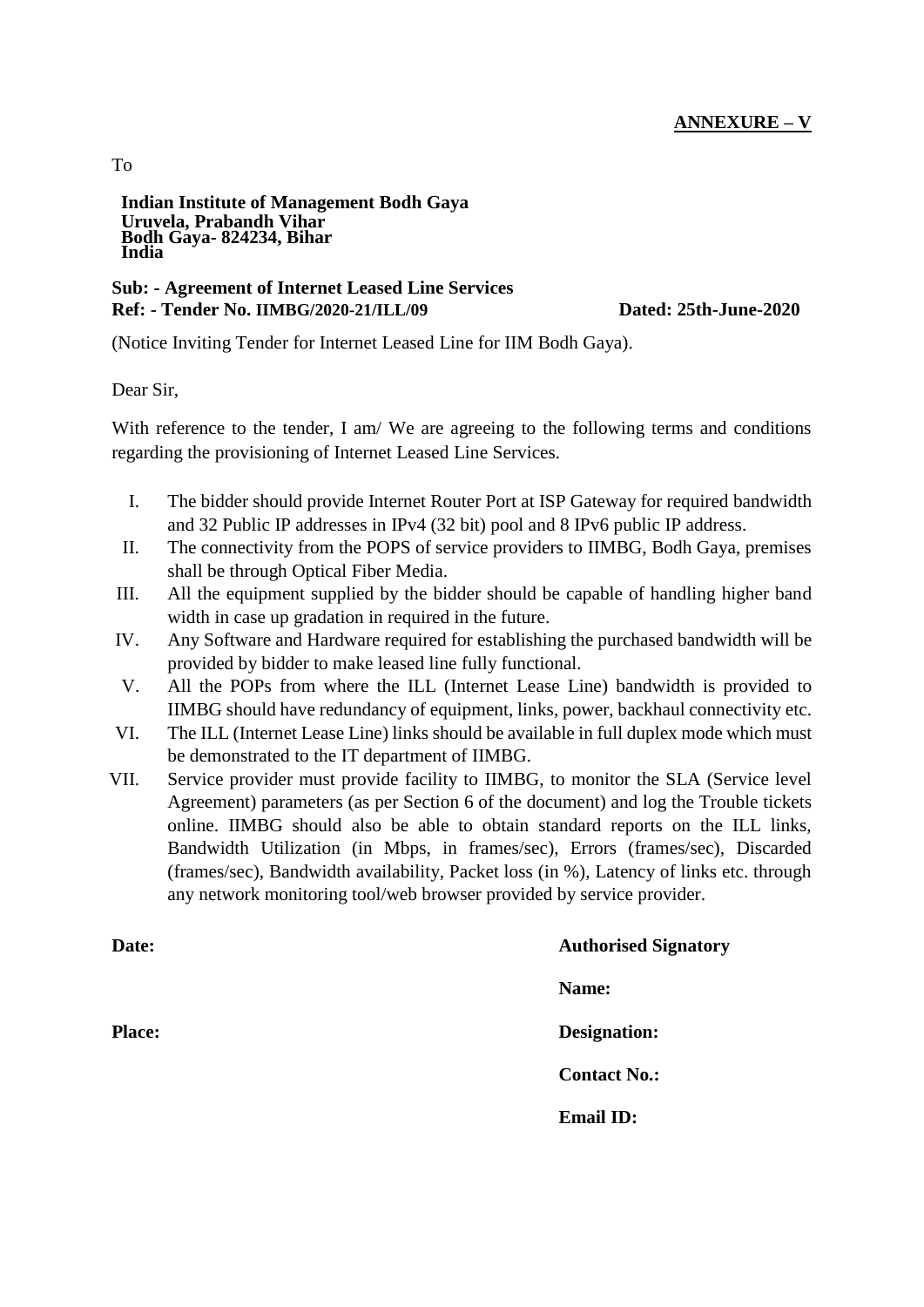**ANNEXURE – V**

To

**Indian Institute of Management Bodh Gaya**
**Uruvela, Prabandh Vihar**
**Bodh Gaya- 824234, Bihar**
**India**

**Sub: - Agreement of Internet Leased Line Services**
**Ref: - Tender No. IIMBG/2020-21/ILL/09** **Dated: 25th-June-2020**

(Notice Inviting Tender for Internet Leased Line for IIM Bodh Gaya).

Dear Sir,

With reference to the tender, I am/ We are agreeing to the following terms and conditions regarding the provisioning of Internet Leased Line Services.

I. The bidder should provide Internet Router Port at ISP Gateway for required bandwidth and 32 Public IP addresses in IPv4 (32 bit) pool and 8 IPv6 public IP address.
II. The connectivity from the POPS of service providers to IIMBG, Bodh Gaya, premises shall be through Optical Fiber Media.
III. All the equipment supplied by the bidder should be capable of handling higher band width in case up gradation in required in the future.
IV. Any Software and Hardware required for establishing the purchased bandwidth will be provided by bidder to make leased line fully functional.
V. All the POPs from where the ILL (Internet Lease Line) bandwidth is provided to IIMBG should have redundancy of equipment, links, power, backhaul connectivity etc.
VI. The ILL (Internet Lease Line) links should be available in full duplex mode which must be demonstrated to the IT department of IIMBG.
VII. Service provider must provide facility to IIMBG, to monitor the SLA (Service level Agreement) parameters (as per Section 6 of the document) and log the Trouble tickets online. IIMBG should also be able to obtain standard reports on the ILL links, Bandwidth Utilization (in Mbps, in frames/sec), Errors (frames/sec), Discarded (frames/sec), Bandwidth availability, Packet loss (in %), Latency of links etc. through any network monitoring tool/web browser provided by service provider.

**Date:** **Authorised Signatory**

**Name:**

**Place:** **Designation:**

**Contact No.:**

**Email ID:**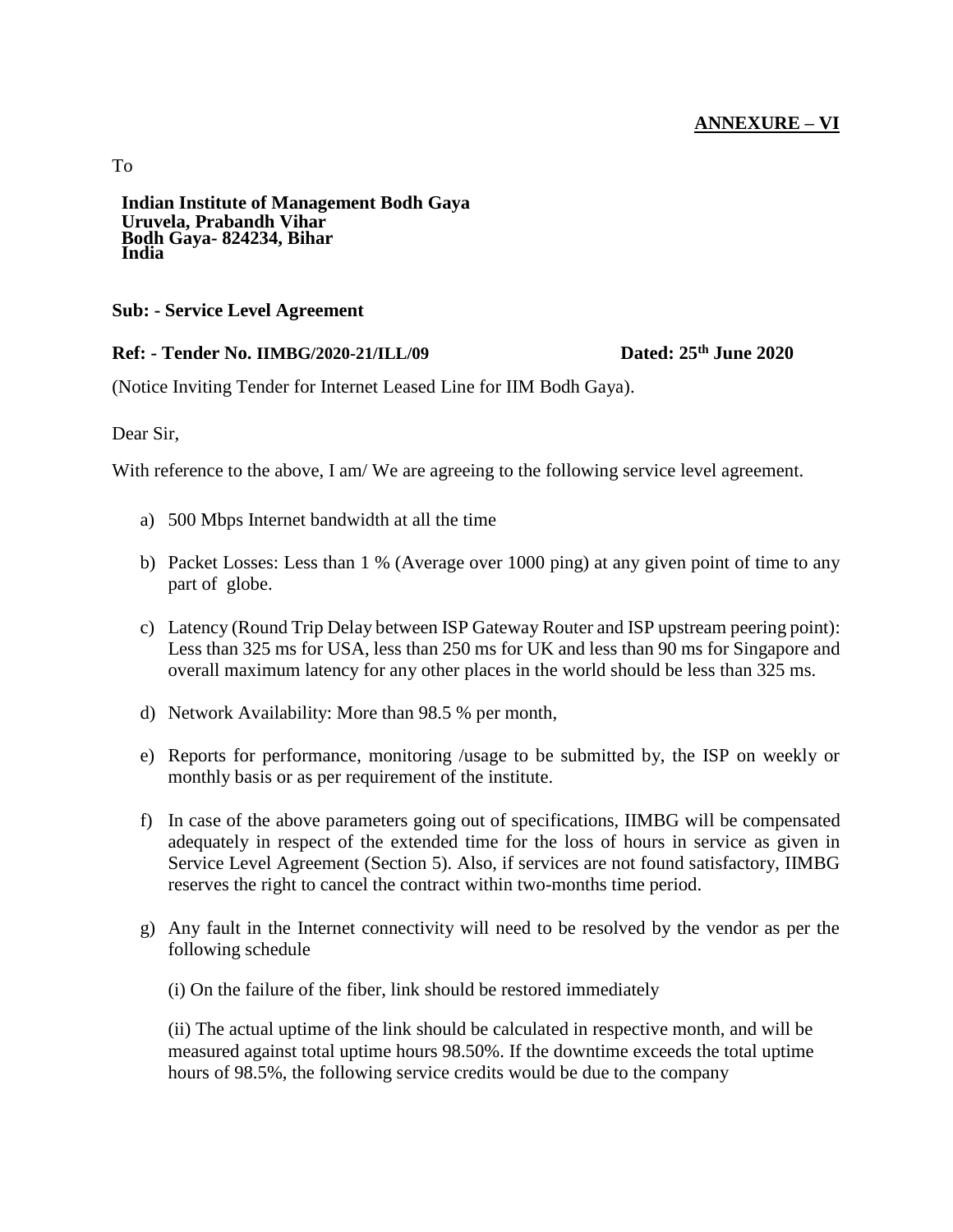**ANNEXURE – VI**

To

**Indian Institute of Management Bodh Gaya**
**Uruvela, Prabandh Vihar**
**Bodh Gaya- 824234, Bihar**
**India**

**Sub: - Service Level Agreement**

**Ref: - Tender No. IIMBG/2020-21/ILL/09** **Dated: 25th June 2020**

(Notice Inviting Tender for Internet Leased Line for IIM Bodh Gaya).

Dear Sir,

With reference to the above, I am/ We are agreeing to the following service level agreement.

a) 500 Mbps Internet bandwidth at all the time

b) Packet Losses: Less than 1 % (Average over 1000 ping) at any given point of time to any part of globe.

c) Latency (Round Trip Delay between ISP Gateway Router and ISP upstream peering point): Less than 325 ms for USA, less than 250 ms for UK and less than 90 ms for Singapore and overall maximum latency for any other places in the world should be less than 325 ms.

d) Network Availability: More than 98.5 % per month,

e) Reports for performance, monitoring /usage to be submitted by, the ISP on weekly or monthly basis or as per requirement of the institute.

f) In case of the above parameters going out of specifications, IIMBG will be compensated adequately in respect of the extended time for the loss of hours in service as given in Service Level Agreement (Section 5). Also, if services are not found satisfactory, IIMBG reserves the right to cancel the contract within two-months time period.

g) Any fault in the Internet connectivity will need to be resolved by the vendor as per the following schedule

(i) On the failure of the fiber, link should be restored immediately

(ii) The actual uptime of the link should be calculated in respective month, and will be measured against total uptime hours 98.50%. If the downtime exceeds the total uptime hours of 98.5%, the following service credits would be due to the company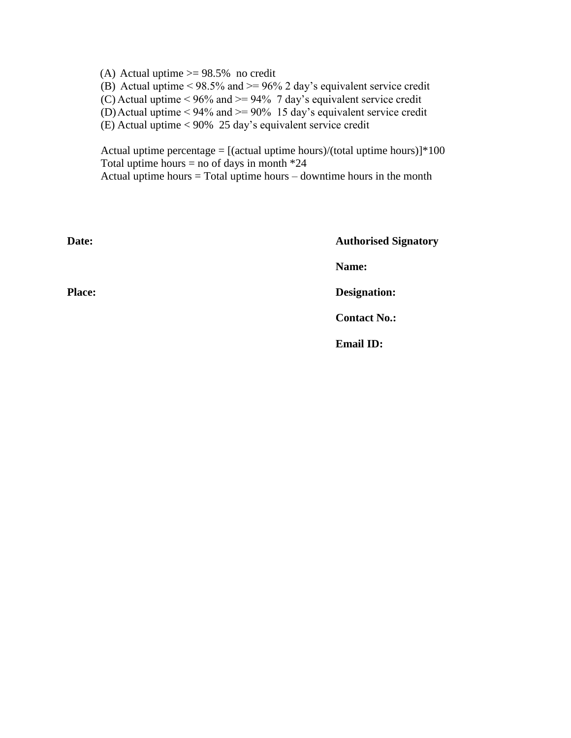(A) Actual uptime >= 98.5% no credit
(B) Actual uptime < 98.5% and >= 96% 2 day's equivalent service credit
(C) Actual uptime < 96% and >= 94% 7 day's equivalent service credit
(D) Actual uptime < 94% and >= 90% 15 day's equivalent service credit
(E) Actual uptime < 90% 25 day's equivalent service credit

Actual uptime percentage = [(actual uptime hours)/(total uptime hours)]*100
Total uptime hours = no of days in month *24
Actual uptime hours = Total uptime hours – downtime hours in the month

**Date:**

**Place:**

**Authorised Signatory**

**Name:**

**Designation:**

**Contact No.:**

**Email ID:**